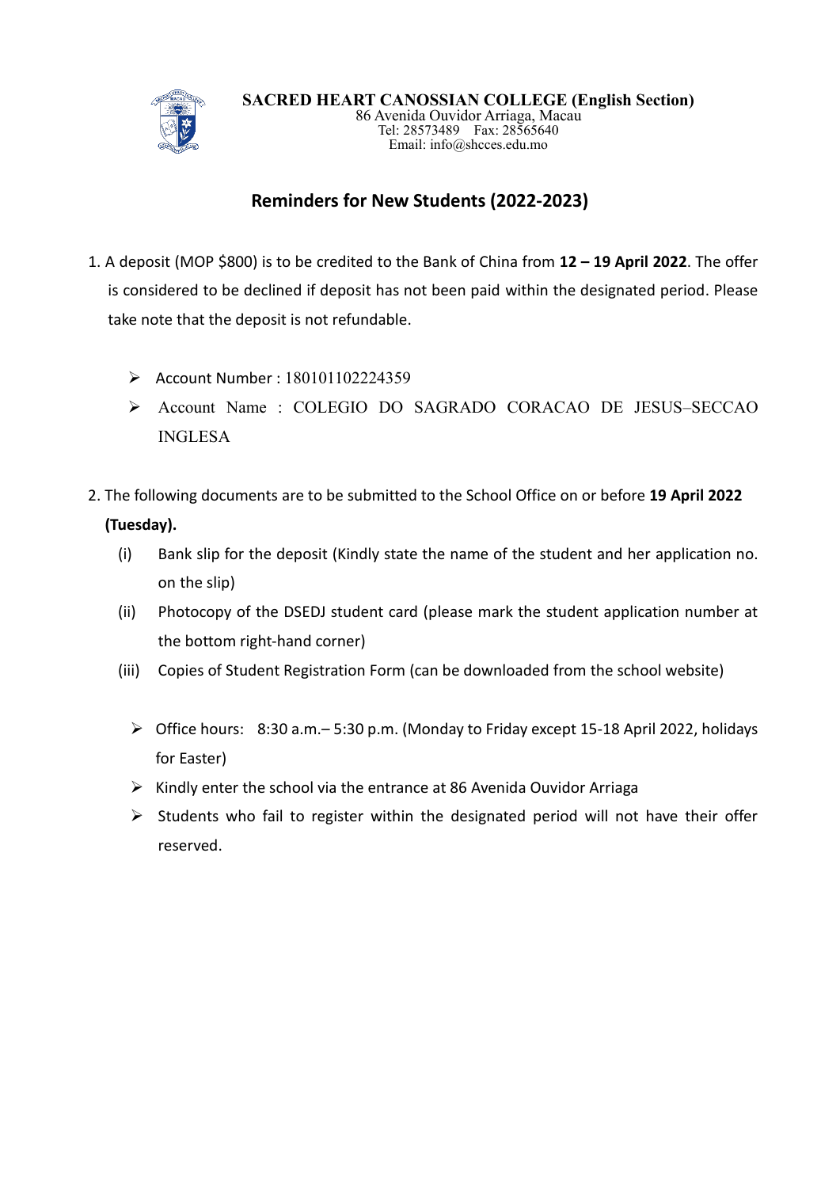**SACRED HEART CANOSSIAN COLLEGE (English Section)**
86 Avenida Ouvidor Arriaga, Macau
Tel: 28573489 Fax: 28565640
Email: info@shcces.edu.mo

# Reminders for New Students (2022-2023)

1. A deposit (MOP $800) is to be credited to the Bank of China from **12 – 19 April 2022**. The offer is considered to be declined if deposit has not been paid within the designated period. Please take note that the deposit is not refundable.

   - Account Number : 180101102224359
   - Account Name : COLEGIO DO SAGRADO CORACAO DE JESUS–SECCAO INGLESA

2. The following documents are to be submitted to the School Office on or before **19 April 2022 (Tuesday).**

   (i) Bank slip for the deposit (Kindly state the name of the student and her application no. on the slip)

   (ii) Photocopy of the DSEDJ student card (please mark the student application number at the bottom right-hand corner)

   (iii) Copies of Student Registration Form (can be downloaded from the school website)

   - Office hours: 8:30 a.m.– 5:30 p.m. (Monday to Friday except 15-18 April 2022, holidays for Easter)
   - Kindly enter the school via the entrance at 86 Avenida Ouvidor Arriaga
   - Students who fail to register within the designated period will not have their offer reserved.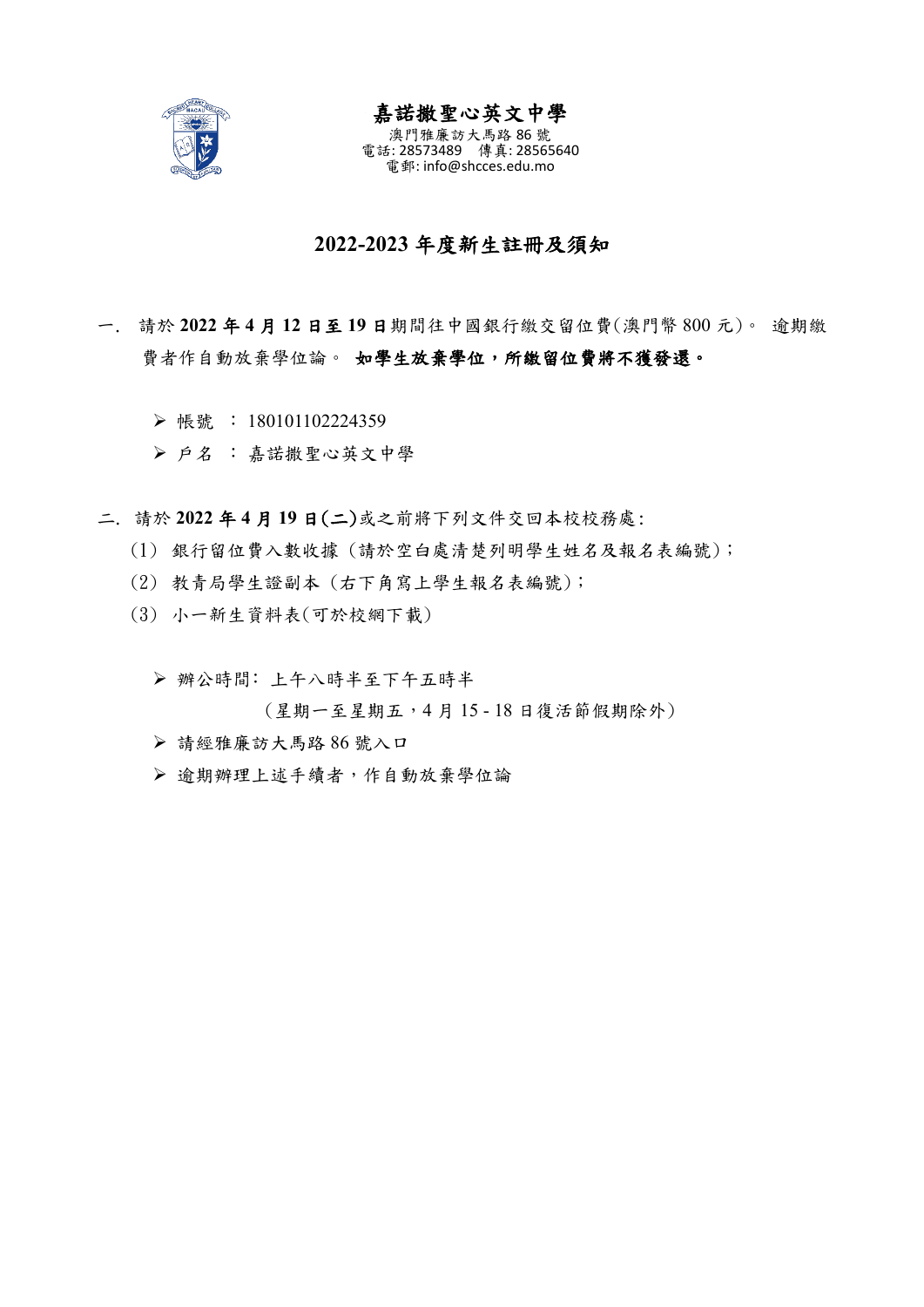# 嘉諾撒聖心英文中學

澳門雅廉訪大馬路 86 號
電話: 28573489 傳真: 28565640
電郵: info@shcces.edu.mo

## 2022-2023 年度新生註冊及須知

一. 請於 **2022 年 4 月 12 日至 19 日**期間往中國銀行繳交留位費(澳門幣 800 元)。 逾期繳費者作自動放棄學位論。 **如學生放棄學位，所繳留位費將不獲發還。**

- 帳號 ： 180101102224359
- 戶名 ： 嘉諾撒聖心英文中學

二. 請於 **2022 年 4 月 19 日(二)**或之前將下列文件交回本校校務處:

(1) 銀行留位費入數收據（請於空白處清楚列明學生姓名及報名表編號)；
(2) 教青局學生證副本（右下角寫上學生報名表編號)；
(3) 小一新生資料表(可於校網下載)

- 辦公時間: 上午八時半至下午五時半
  (星期一至星期五，4 月 15 - 18 日復活節假期除外)
- 請經雅廉訪大馬路 86 號入口
- 逾期辦理上述手續者，作自動放棄學位論